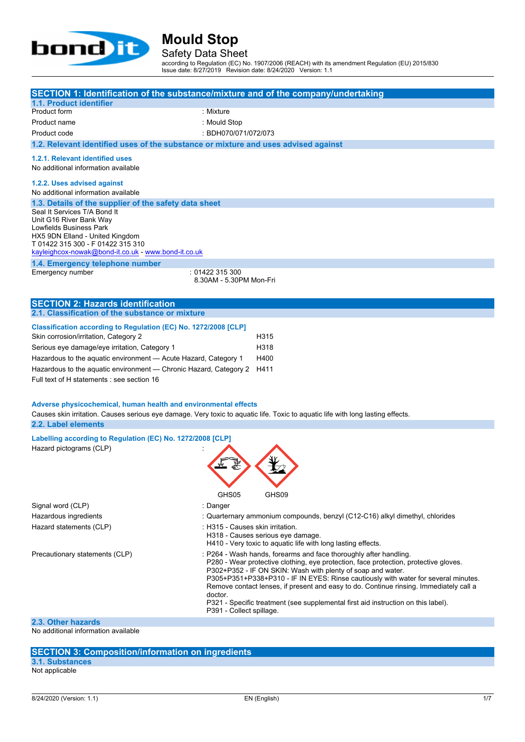# Mould Stop

Safety Data Sheet

according to Regulation (EC) No. 1907/2006 (REACH) with its amendment Regulation (EU) 2015/830
Issue date: 8/27/2019 Revision date: 8/24/2020 Version: 1.1

## SECTION 1: Identification of the substance/mixture and of the company/undertaking

### 1.1. Product identifier

| | |
|---|---|
| Product form | : Mixture |
| Product name | : Mould Stop |
| Product code | : BDH070/071/072/073 |

### 1.2. Relevant identified uses of the substance or mixture and uses advised against

#### 1.2.1. Relevant identified uses

No additional information available

#### 1.2.2. Uses advised against

No additional information available

### 1.3. Details of the supplier of the safety data sheet

Seal It Services T/A Bond It
Unit G16 River Bank Way
Lowfields Business Park
HX5 9DN Elland - United Kingdom
T 01422 315 300 - F 01422 315 310
kayleighcox-nowak@bond-it.co.uk - www.bond-it.co.uk

### 1.4. Emergency telephone number

| | |
|---|---|
| Emergency number | : 01422 315 300<br>8.30AM - 5.30PM Mon-Fri |

## SECTION 2: Hazards identification

### 2.1. Classification of the substance or mixture

**Classification according to Regulation (EC) No. 1272/2008 [CLP]**

| | |
|---|---|
| Skin corrosion/irritation, Category 2 | H315 |
| Serious eye damage/eye irritation, Category 1 | H318 |
| Hazardous to the aquatic environment — Acute Hazard, Category 1 | H400 |
| Hazardous to the aquatic environment — Chronic Hazard, Category 2 | H411 |

Full text of H statements : see section 16

**Adverse physicochemical, human health and environmental effects**

Causes skin irritation. Causes serious eye damage. Very toxic to aquatic life. Toxic to aquatic life with long lasting effects.

### 2.2. Label elements

**Labelling according to Regulation (EC) No. 1272/2008 [CLP]**

Hazard pictograms (CLP) : GHS05 GHS09

| | |
|---|---|
| Signal word (CLP) | : Danger |
| Hazardous ingredients | : Quarternary ammonium compounds, benzyl (C12-C16) alkyl dimethyl, chlorides |
| Hazard statements (CLP) | : H315 - Causes skin irritation.<br>H318 - Causes serious eye damage.<br>H410 - Very toxic to aquatic life with long lasting effects. |
| Precautionary statements (CLP) | : P264 - Wash hands, forearms and face thoroughly after handling.<br>P280 - Wear protective clothing, eye protection, face protection, protective gloves.<br>P302+P352 - IF ON SKIN: Wash with plenty of soap and water.<br>P305+P351+P338+P310 - IF IN EYES: Rinse cautiously with water for several minutes. Remove contact lenses, if present and easy to do. Continue rinsing. Immediately call a doctor.<br>P321 - Specific treatment (see supplemental first aid instruction on this label).<br>P391 - Collect spillage. |

### 2.3. Other hazards

No additional information available

## SECTION 3: Composition/information on ingredients

### 3.1. Substances

Not applicable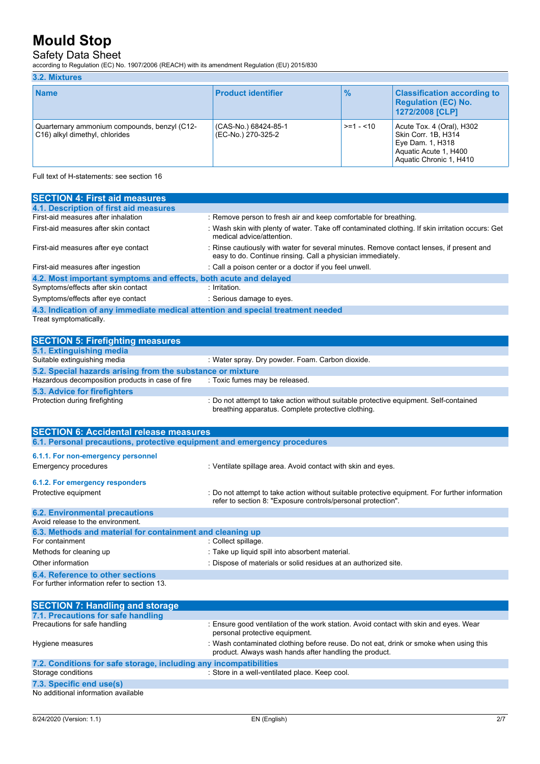# Mould Stop

## Safety Data Sheet

according to Regulation (EC) No. 1907/2006 (REACH) with its amendment Regulation (EU) 2015/830

### 3.2. Mixtures

| Name | Product identifier | % | Classification according to Regulation (EC) No. 1272/2008 [CLP] |
|---|---|---|---|
| Quarternary ammonium compounds, benzyl (C12-C16) alkyl dimethyl, chlorides | (CAS-No.) 68424-85-1<br>(EC-No.) 270-325-2 | >=1 - <10 | Acute Tox. 4 (Oral), H302<br>Skin Corr. 1B, H314<br>Eye Dam. 1, H318<br>Aquatic Acute 1, H400<br>Aquatic Chronic 1, H410 |

Full text of H-statements: see section 16

## SECTION 4: First aid measures

### 4.1. Description of first aid measures

First-aid measures after inhalation : Remove person to fresh air and keep comfortable for breathing.

First-aid measures after skin contact : Wash skin with plenty of water. Take off contaminated clothing. If skin irritation occurs: Get medical advice/attention.

First-aid measures after eye contact : Rinse cautiously with water for several minutes. Remove contact lenses, if present and easy to do. Continue rinsing. Call a physician immediately.

First-aid measures after ingestion : Call a poison center or a doctor if you feel unwell.

### 4.2. Most important symptoms and effects, both acute and delayed

Symptoms/effects after skin contact : Irritation.

Symptoms/effects after eye contact : Serious damage to eyes.

### 4.3. Indication of any immediate medical attention and special treatment needed

Treat symptomatically.

## SECTION 5: Firefighting measures

### 5.1. Extinguishing media

Suitable extinguishing media : Water spray. Dry powder. Foam. Carbon dioxide.

### 5.2. Special hazards arising from the substance or mixture

Hazardous decomposition products in case of fire : Toxic fumes may be released.

### 5.3. Advice for firefighters

Protection during firefighting : Do not attempt to take action without suitable protective equipment. Self-contained breathing apparatus. Complete protective clothing.

## SECTION 6: Accidental release measures

### 6.1. Personal precautions, protective equipment and emergency procedures

#### 6.1.1. For non-emergency personnel

Emergency procedures : Ventilate spillage area. Avoid contact with skin and eyes.

#### 6.1.2. For emergency responders

Protective equipment : Do not attempt to take action without suitable protective equipment. For further information refer to section 8: "Exposure controls/personal protection".

### 6.2. Environmental precautions

Avoid release to the environment.

### 6.3. Methods and material for containment and cleaning up

For containment : Collect spillage.

Methods for cleaning up : Take up liquid spill into absorbent material.

Other information : Dispose of materials or solid residues at an authorized site.

### 6.4. Reference to other sections

For further information refer to section 13.

## SECTION 7: Handling and storage

### 7.1. Precautions for safe handling

Precautions for safe handling : Ensure good ventilation of the work station. Avoid contact with skin and eyes. Wear personal protective equipment.

Hygiene measures : Wash contaminated clothing before reuse. Do not eat, drink or smoke when using this product. Always wash hands after handling the product.

### 7.2. Conditions for safe storage, including any incompatibilities

Storage conditions : Store in a well-ventilated place. Keep cool.

### 7.3. Specific end use(s)

No additional information available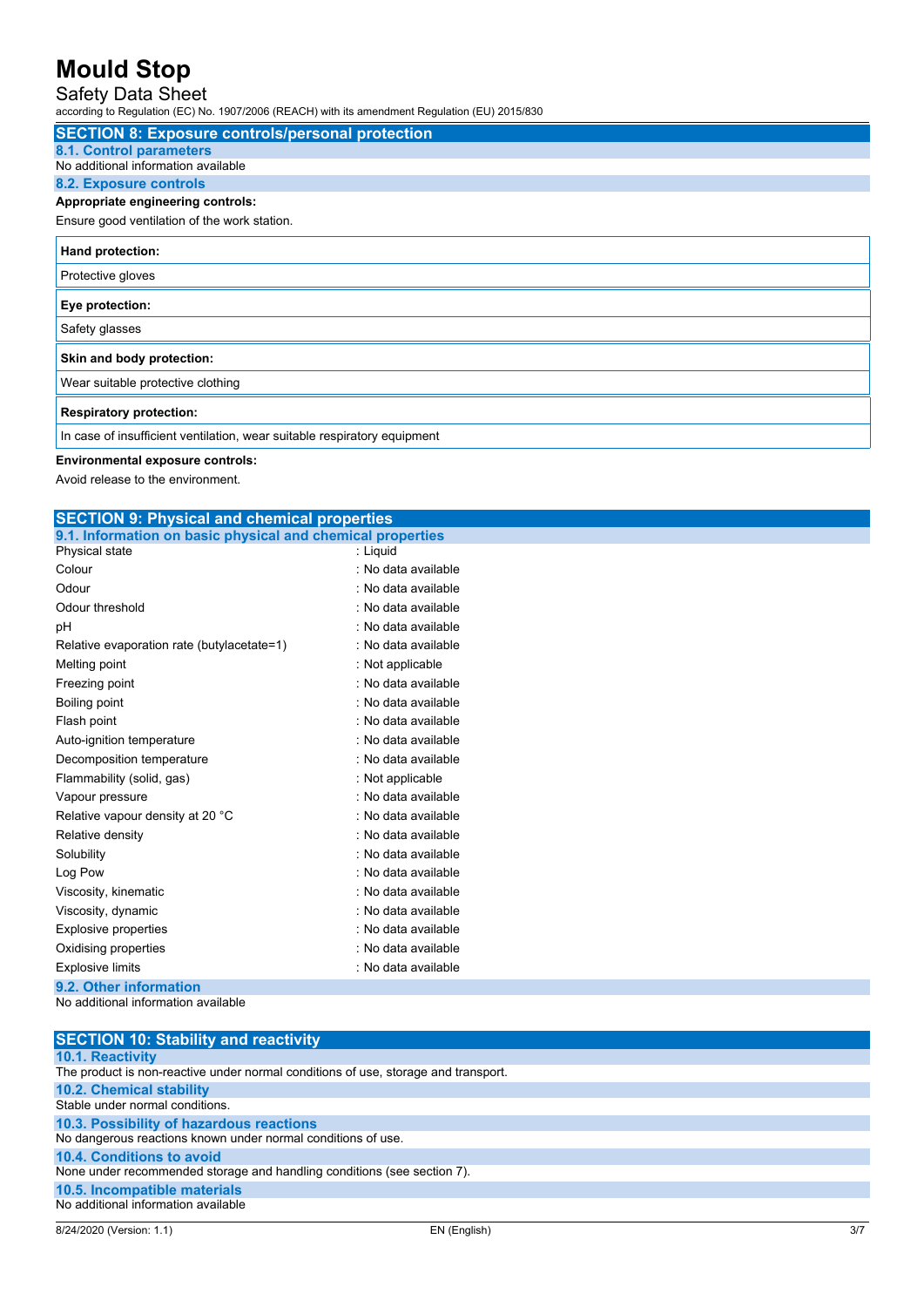## SECTION 8: Exposure controls/personal protection

### 8.1. Control parameters

No additional information available

### 8.2. Exposure controls

**Appropriate engineering controls:**

Ensure good ventilation of the work station.

| **Hand protection:** |
|---|
| Protective gloves |

| **Eye protection:** |
|---|
| Safety glasses |

| **Skin and body protection:** |
|---|
| Wear suitable protective clothing |

| **Respiratory protection:** |
|---|
| In case of insufficient ventilation, wear suitable respiratory equipment |

**Environmental exposure controls:**

Avoid release to the environment.

## SECTION 9: Physical and chemical properties

### 9.1. Information on basic physical and chemical properties

| Property | Value |
|---|---|
| Physical state | : Liquid |
| Colour | : No data available |
| Odour | : No data available |
| Odour threshold | : No data available |
| pH | : No data available |
| Relative evaporation rate (butylacetate=1) | : No data available |
| Melting point | : Not applicable |
| Freezing point | : No data available |
| Boiling point | : No data available |
| Flash point | : No data available |
| Auto-ignition temperature | : No data available |
| Decomposition temperature | : No data available |
| Flammability (solid, gas) | : Not applicable |
| Vapour pressure | : No data available |
| Relative vapour density at 20 °C | : No data available |
| Relative density | : No data available |
| Solubility | : No data available |
| Log Pow | : No data available |
| Viscosity, kinematic | : No data available |
| Viscosity, dynamic | : No data available |
| Explosive properties | : No data available |
| Oxidising properties | : No data available |
| Explosive limits | : No data available |

### 9.2. Other information

No additional information available

## SECTION 10: Stability and reactivity

### 10.1. Reactivity

The product is non-reactive under normal conditions of use, storage and transport.

### 10.2. Chemical stability

Stable under normal conditions.

### 10.3. Possibility of hazardous reactions

No dangerous reactions known under normal conditions of use.

### 10.4. Conditions to avoid

None under recommended storage and handling conditions (see section 7).

### 10.5. Incompatible materials

No additional information available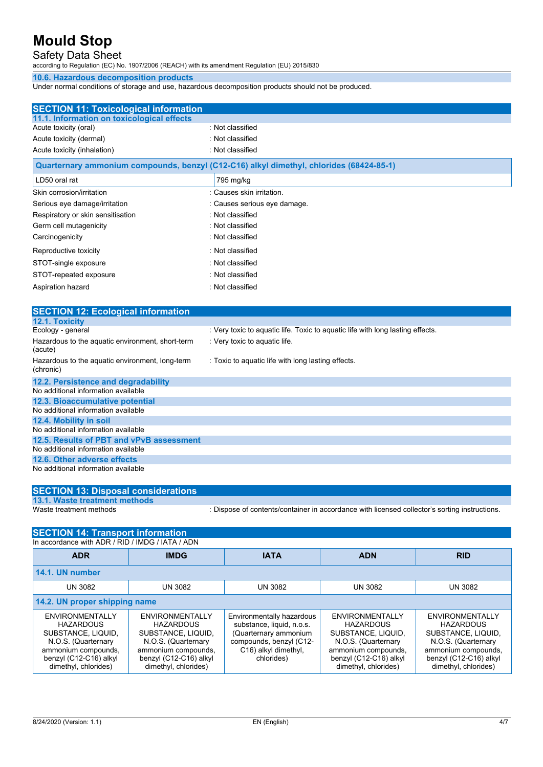### 10.6. Hazardous decomposition products

Under normal conditions of storage and use, hazardous decomposition products should not be produced.

## SECTION 11: Toxicological information

### 11.1. Information on toxicological effects

| | |
|---|---|
| Acute toxicity (oral) | : Not classified |
| Acute toxicity (dermal) | : Not classified |
| Acute toxicity (inhalation) | : Not classified |

| Quarternary ammonium compounds, benzyl (C12-C16) alkyl dimethyl, chlorides (68424-85-1) | |
|---|---|
| LD50 oral rat | 795 mg/kg |

| | |
|---|---|
| Skin corrosion/irritation | : Causes skin irritation. |
| Serious eye damage/irritation | : Causes serious eye damage. |
| Respiratory or skin sensitisation | : Not classified |
| Germ cell mutagenicity | : Not classified |
| Carcinogenicity | : Not classified |
| Reproductive toxicity | : Not classified |
| STOT-single exposure | : Not classified |
| STOT-repeated exposure | : Not classified |
| Aspiration hazard | : Not classified |

## SECTION 12: Ecological information

### 12.1. Toxicity

| | |
|---|---|
| Ecology - general | : Very toxic to aquatic life. Toxic to aquatic life with long lasting effects. |
| Hazardous to the aquatic environment, short-term (acute) | : Very toxic to aquatic life. |
| Hazardous to the aquatic environment, long-term (chronic) | : Toxic to aquatic life with long lasting effects. |

### 12.2. Persistence and degradability

No additional information available

### 12.3. Bioaccumulative potential

No additional information available

### 12.4. Mobility in soil

No additional information available

### 12.5. Results of PBT and vPvB assessment

No additional information available

### 12.6. Other adverse effects

No additional information available

## SECTION 13: Disposal considerations

### 13.1. Waste treatment methods

| | |
|---|---|
| Waste treatment methods | : Dispose of contents/container in accordance with licensed collector's sorting instructions. |

## SECTION 14: Transport information

In accordance with ADR / RID / IMDG / IATA / ADN

| ADR | IMDG | IATA | ADN | RID |
|---|---|---|---|---|
| **14.1. UN number** | | | | |
| UN 3082 | UN 3082 | UN 3082 | UN 3082 | UN 3082 |
| **14.2. UN proper shipping name** | | | | |
| ENVIRONMENTALLY HAZARDOUS SUBSTANCE, LIQUID, N.O.S. (Quarternary ammonium compounds, benzyl (C12-C16) alkyl dimethyl, chlorides) | ENVIRONMENTALLY HAZARDOUS SUBSTANCE, LIQUID, N.O.S. (Quarternary ammonium compounds, benzyl (C12-C16) alkyl dimethyl, chlorides) | Environmentally hazardous substance, liquid, n.o.s. (Quarternary ammonium compounds, benzyl (C12-C16) alkyl dimethyl, chlorides) | ENVIRONMENTALLY HAZARDOUS SUBSTANCE, LIQUID, N.O.S. (Quarternary ammonium compounds, benzyl (C12-C16) alkyl dimethyl, chlorides) | ENVIRONMENTALLY HAZARDOUS SUBSTANCE, LIQUID, N.O.S. (Quarternary ammonium compounds, benzyl (C12-C16) alkyl dimethyl, chlorides) |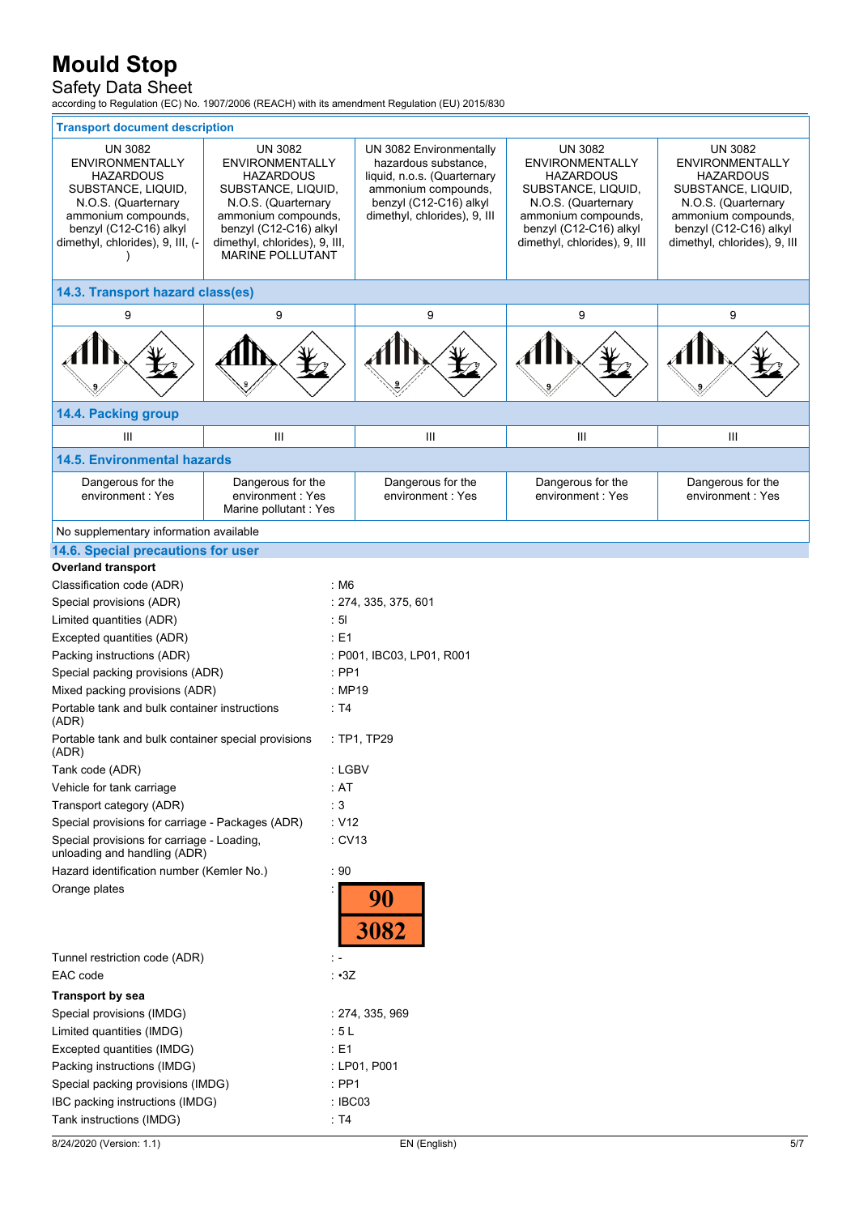| Transport document description | | | | |
|---|---|---|---|---|
| UN 3082 ENVIRONMENTALLY HAZARDOUS SUBSTANCE, LIQUID, N.O.S. (Quaternary ammonium compounds, benzyl (C12-C16) alkyl dimethyl, chlorides), 9, III, (-) | UN 3082 ENVIRONMENTALLY HAZARDOUS SUBSTANCE, LIQUID, N.O.S. (Quaternary ammonium compounds, benzyl (C12-C16) alkyl dimethyl, chlorides), 9, III, MARINE POLLUTANT | UN 3082 Environmentally hazardous substance, liquid, n.o.s. (Quaternary ammonium compounds, benzyl (C12-C16) alkyl dimethyl, chlorides), 9, III | UN 3082 ENVIRONMENTALLY HAZARDOUS SUBSTANCE, LIQUID, N.O.S. (Quaternary ammonium compounds, benzyl (C12-C16) alkyl dimethyl, chlorides), 9, III | UN 3082 ENVIRONMENTALLY HAZARDOUS SUBSTANCE, LIQUID, N.O.S. (Quaternary ammonium compounds, benzyl (C12-C16) alkyl dimethyl, chlorides), 9, III |

### 14.3. Transport hazard class(es)

| | | | | |
|---|---|---|---|---|
| 9 | 9 | 9 | 9 | 9 |

### 14.4. Packing group

| | | | | |
|---|---|---|---|---|
| III | III | III | III | III |

### 14.5. Environmental hazards

| | | | | |
|---|---|---|---|---|
| Dangerous for the environment : Yes | Dangerous for the environment : Yes Marine pollutant : Yes | Dangerous for the environment : Yes | Dangerous for the environment : Yes | Dangerous for the environment : Yes |

No supplementary information available

### 14.6. Special precautions for user

**Overland transport**

| | |
|---|---|
| Classification code (ADR) | : M6 |
| Special provisions (ADR) | : 274, 335, 375, 601 |
| Limited quantities (ADR) | : 5l |
| Excepted quantities (ADR) | : E1 |
| Packing instructions (ADR) | : P001, IBC03, LP01, R001 |
| Special packing provisions (ADR) | : PP1 |
| Mixed packing provisions (ADR) | : MP19 |
| Portable tank and bulk container instructions (ADR) | : T4 |
| Portable tank and bulk container special provisions (ADR) | : TP1, TP29 |
| Tank code (ADR) | : LGBV |
| Vehicle for tank carriage | : AT |
| Transport category (ADR) | : 3 |
| Special provisions for carriage - Packages (ADR) | : V12 |
| Special provisions for carriage - Loading, unloading and handling (ADR) | : CV13 |
| Hazard identification number (Kemler No.) | : 90 |
| Orange plates | : 90 / 3082 |
| Tunnel restriction code (ADR) | : - |
| EAC code | : •3Z |

**Transport by sea**

| | |
|---|---|
| Special provisions (IMDG) | : 274, 335, 969 |
| Limited quantities (IMDG) | : 5 L |
| Excepted quantities (IMDG) | : E1 |
| Packing instructions (IMDG) | : LP01, P001 |
| Special packing provisions (IMDG) | : PP1 |
| IBC packing instructions (IMDG) | : IBC03 |
| Tank instructions (IMDG) | : T4 |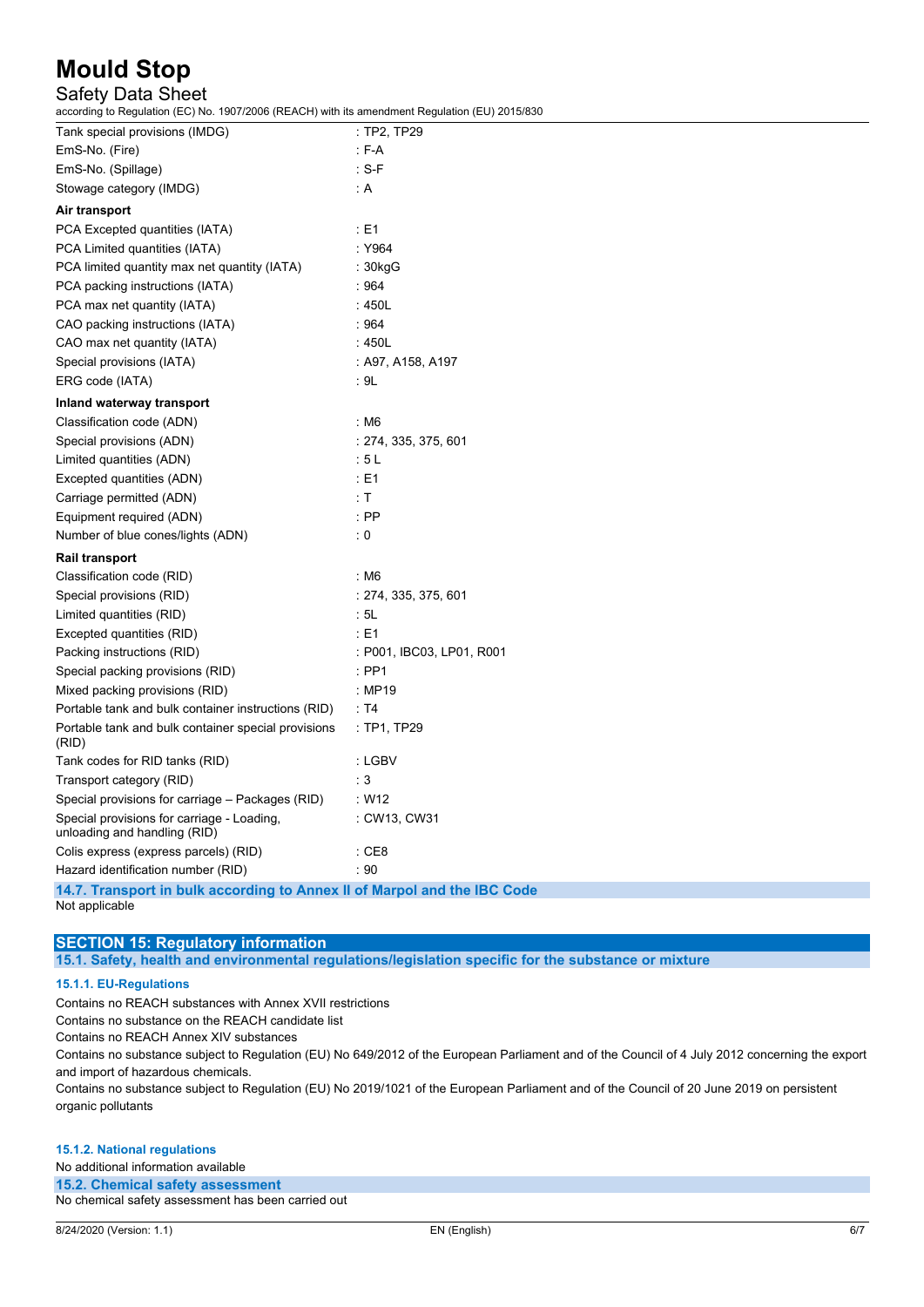| | |
|---|---|
| Tank special provisions (IMDG) | : TP2, TP29 |
| EmS-No. (Fire) | : F-A |
| EmS-No. (Spillage) | : S-F |
| Stowage category (IMDG) | : A |

**Air transport**

| | |
|---|---|
| PCA Excepted quantities (IATA) | : E1 |
| PCA Limited quantities (IATA) | : Y964 |
| PCA limited quantity max net quantity (IATA) | : 30kgG |
| PCA packing instructions (IATA) | : 964 |
| PCA max net quantity (IATA) | : 450L |
| CAO packing instructions (IATA) | : 964 |
| CAO max net quantity (IATA) | : 450L |
| Special provisions (IATA) | : A97, A158, A197 |
| ERG code (IATA) | : 9L |

**Inland waterway transport**

| | |
|---|---|
| Classification code (ADN) | : M6 |
| Special provisions (ADN) | : 274, 335, 375, 601 |
| Limited quantities (ADN) | : 5 L |
| Excepted quantities (ADN) | : E1 |
| Carriage permitted (ADN) | : T |
| Equipment required (ADN) | : PP |
| Number of blue cones/lights (ADN) | : 0 |

**Rail transport**

| | |
|---|---|
| Classification code (RID) | : M6 |
| Special provisions (RID) | : 274, 335, 375, 601 |
| Limited quantities (RID) | : 5L |
| Excepted quantities (RID) | : E1 |
| Packing instructions (RID) | : P001, IBC03, LP01, R001 |
| Special packing provisions (RID) | : PP1 |
| Mixed packing provisions (RID) | : MP19 |
| Portable tank and bulk container instructions (RID) | : T4 |
| Portable tank and bulk container special provisions (RID) | : TP1, TP29 |
| Tank codes for RID tanks (RID) | : LGBV |
| Transport category (RID) | : 3 |
| Special provisions for carriage – Packages (RID) | : W12 |
| Special provisions for carriage - Loading, unloading and handling (RID) | : CW13, CW31 |
| Colis express (express parcels) (RID) | : CE8 |
| Hazard identification number (RID) | : 90 |

### 14.7. Transport in bulk according to Annex II of Marpol and the IBC Code

Not applicable

## SECTION 15: Regulatory information

### 15.1. Safety, health and environmental regulations/legislation specific for the substance or mixture

#### 15.1.1. EU-Regulations

Contains no REACH substances with Annex XVII restrictions

Contains no substance on the REACH candidate list

Contains no REACH Annex XIV substances

Contains no substance subject to Regulation (EU) No 649/2012 of the European Parliament and of the Council of 4 July 2012 concerning the export and import of hazardous chemicals.

Contains no substance subject to Regulation (EU) No 2019/1021 of the European Parliament and of the Council of 20 June 2019 on persistent organic pollutants

#### 15.1.2. National regulations

No additional information available

### 15.2. Chemical safety assessment

No chemical safety assessment has been carried out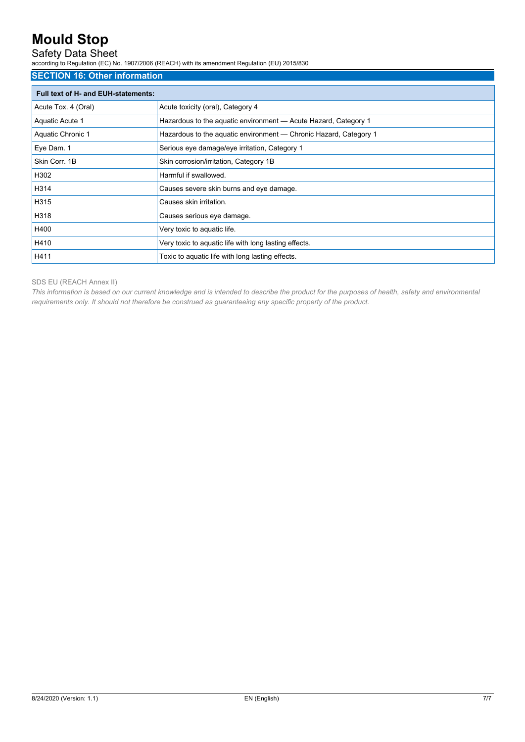## SECTION 16: Other information

| Full text of H- and EUH-statements: | |
|---|---|
| Acute Tox. 4 (Oral) | Acute toxicity (oral), Category 4 |
| Aquatic Acute 1 | Hazardous to the aquatic environment — Acute Hazard, Category 1 |
| Aquatic Chronic 1 | Hazardous to the aquatic environment — Chronic Hazard, Category 1 |
| Eye Dam. 1 | Serious eye damage/eye irritation, Category 1 |
| Skin Corr. 1B | Skin corrosion/irritation, Category 1B |
| H302 | Harmful if swallowed. |
| H314 | Causes severe skin burns and eye damage. |
| H315 | Causes skin irritation. |
| H318 | Causes serious eye damage. |
| H400 | Very toxic to aquatic life. |
| H410 | Very toxic to aquatic life with long lasting effects. |
| H411 | Toxic to aquatic life with long lasting effects. |

SDS EU (REACH Annex II)

*This information is based on our current knowledge and is intended to describe the product for the purposes of health, safety and environmental requirements only. It should not therefore be construed as guaranteeing any specific property of the product.*